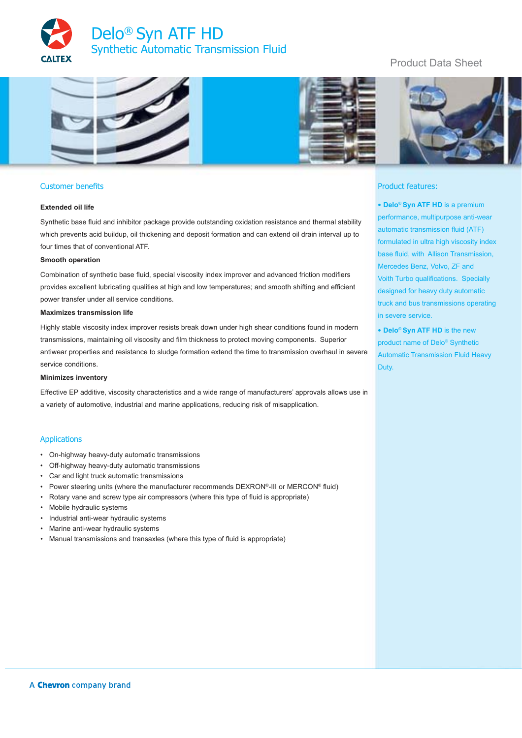CALTEX

# Delo® Syn ATF HD

## Synthetic Automatic Transmission Fluid

Product Data Sheet

## Customer benefits

**Extended oil life**

Synthetic base fluid and inhibitor package provide outstanding oxidation resistance and thermal stability which prevents acid buildup, oil thickening and deposit formation and can extend oil drain interval up to four times that of conventional ATF.

**Smooth operation**

Combination of synthetic base fluid, special viscosity index improver and advanced friction modifiers provides excellent lubricating qualities at high and low temperatures; and smooth shifting and efficient power transfer under all service conditions.

**Maximizes transmission life**

Highly stable viscosity index improver resists break down under high shear conditions found in modern transmissions, maintaining oil viscosity and film thickness to protect moving components. Superior antiwear properties and resistance to sludge formation extend the time to transmission overhaul in severe service conditions.

**Minimizes inventory**

Effective EP additive, viscosity characteristics and a wide range of manufacturers' approvals allows use in a variety of automotive, industrial and marine applications, reducing risk of misapplication.

## Applications

- On-highway heavy-duty automatic transmissions
- Off-highway heavy-duty automatic transmissions
- Car and light truck automatic transmissions
- Power steering units (where the manufacturer recommends DEXRON®-III or MERCON® fluid)
- Rotary vane and screw type air compressors (where this type of fluid is appropriate)
- Mobile hydraulic systems
- Industrial anti-wear hydraulic systems
- Marine anti-wear hydraulic systems
- Manual transmissions and transaxles (where this type of fluid is appropriate)

## Product features:

- **Delo® Syn ATF HD** is a premium performance, multipurpose anti-wear automatic transmission fluid (ATF) formulated in ultra high viscosity index base fluid, with Allison Transmission, Mercedes Benz, Volvo, ZF and Voith Turbo qualifications. Specially designed for heavy duty automatic truck and bus transmissions operating in severe service.
- **Delo® Syn ATF HD** is the new product name of Delo® Synthetic Automatic Transmission Fluid Heavy Duty.

A **Chevron** company brand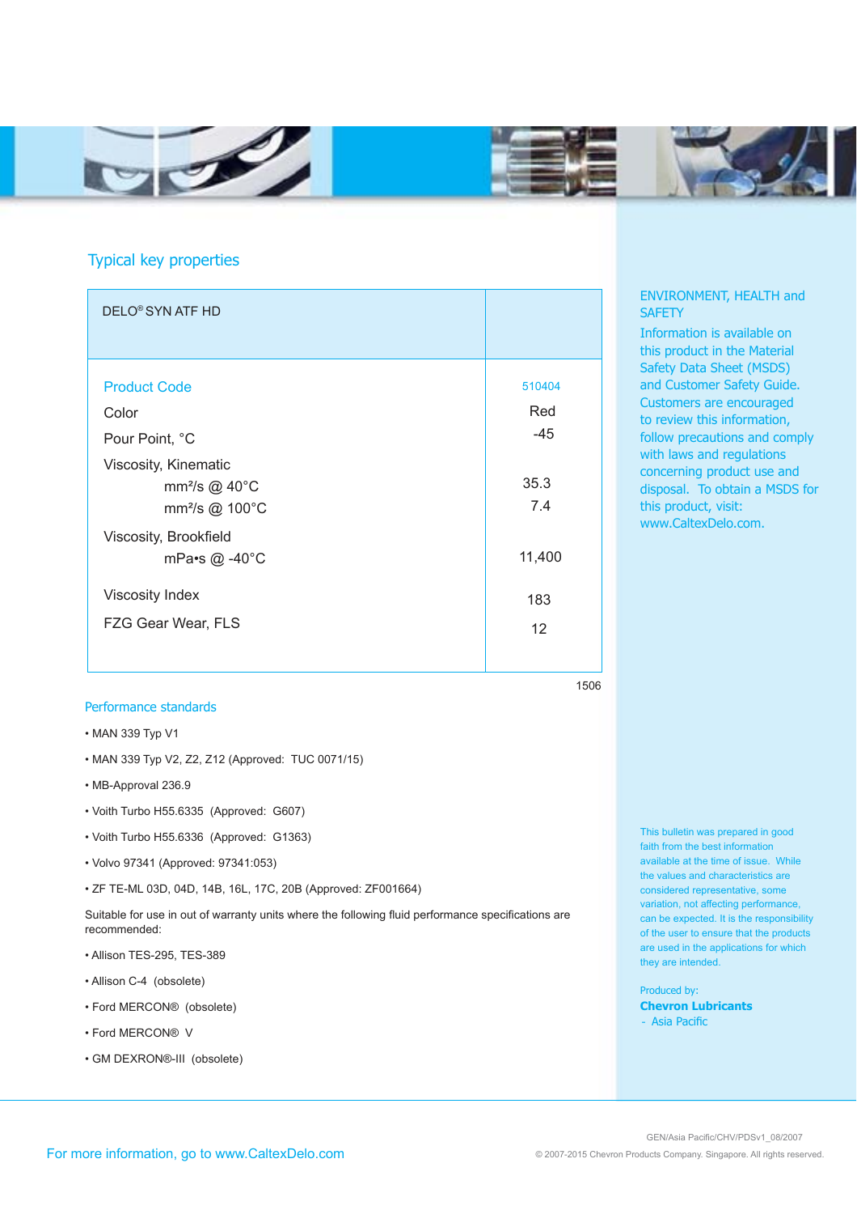## Typical key properties

| DELO® SYN ATF HD | |
|---|---|
| Product Code | 510404 |
| Color | Red |
| Pour Point, °C | -45 |
| Viscosity, Kinematic | |
| mm²/s @ 40°C | 35.3 |
| mm²/s @ 100°C | 7.4 |
| Viscosity, Brookfield | |
| mPa•s @ -40°C | 11,400 |
| Viscosity Index | 183 |
| FZG Gear Wear, FLS | 12 |

1506

## Performance standards

- MAN 339 Typ V1
- MAN 339 Typ V2, Z2, Z12 (Approved: TUC 0071/15)
- MB-Approval 236.9
- Voith Turbo H55.6335 (Approved: G607)
- Voith Turbo H55.6336 (Approved: G1363)
- Volvo 97341 (Approved: 97341:053)
- ZF TE-ML 03D, 04D, 14B, 16L, 17C, 20B (Approved: ZF001664)

Suitable for use in out of warranty units where the following fluid performance specifications are recommended:

- Allison TES-295, TES-389
- Allison C-4 (obsolete)
- Ford MERCON® (obsolete)
- Ford MERCON® V
- GM DEXRON®-III (obsolete)

## ENVIRONMENT, HEALTH and SAFETY

Information is available on this product in the Material Safety Data Sheet (MSDS) and Customer Safety Guide. Customers are encouraged to review this information, follow precautions and comply with laws and regulations concerning product use and disposal. To obtain a MSDS for this product, visit: www.CaltexDelo.com.

This bulletin was prepared in good faith from the best information available at the time of issue. While the values and characteristics are considered representative, some variation, not affecting performance, can be expected. It is the responsibility of the user to ensure that the products are used in the applications for which they are intended.

Produced by:
**Chevron Lubricants**
- Asia Pacific

For more information, go to www.CaltexDelo.com

GEN/Asia Pacific/CHV/PDSv1_08/2007

© 2007-2015 Chevron Products Company. Singapore. All rights reserved.